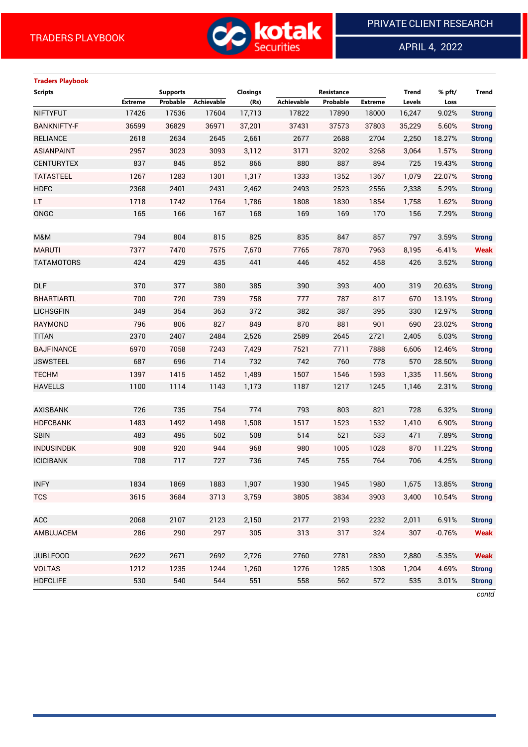TRADERS PLAYBOOK

PRIVATE CLIENT RESEARCH

APRIL 4, 2022

## Traders Playbook

| Scripts | Supports | | | Closings | Resistance | | | Trend | % pft/ | Trend |
|---|---|---|---|---|---|---|---|---|---|---|
| | Extreme | Probable | Achievable | (Rs) | Achievable | Probable | Extreme | Levels | Loss | |
| NIFTYFUT | 17426 | 17536 | 17604 | 17,713 | 17822 | 17890 | 18000 | 16,247 | 9.02% | Strong |
| BANKNIFTY-F | 36599 | 36829 | 36971 | 37,201 | 37431 | 37573 | 37803 | 35,229 | 5.60% | Strong |
| RELIANCE | 2618 | 2634 | 2645 | 2,661 | 2677 | 2688 | 2704 | 2,250 | 18.27% | Strong |
| ASIANPAINT | 2957 | 3023 | 3093 | 3,112 | 3171 | 3202 | 3268 | 3,064 | 1.57% | Strong |
| CENTURYTEX | 837 | 845 | 852 | 866 | 880 | 887 | 894 | 725 | 19.43% | Strong |
| TATASTEEL | 1267 | 1283 | 1301 | 1,317 | 1333 | 1352 | 1367 | 1,079 | 22.07% | Strong |
| HDFC | 2368 | 2401 | 2431 | 2,462 | 2493 | 2523 | 2556 | 2,338 | 5.29% | Strong |
| LT | 1718 | 1742 | 1764 | 1,786 | 1808 | 1830 | 1854 | 1,758 | 1.62% | Strong |
| ONGC | 165 | 166 | 167 | 168 | 169 | 169 | 170 | 156 | 7.29% | Strong |
| | | | | | | | | | | |
| M&M | 794 | 804 | 815 | 825 | 835 | 847 | 857 | 797 | 3.59% | Strong |
| MARUTI | 7377 | 7470 | 7575 | 7,670 | 7765 | 7870 | 7963 | 8,195 | -6.41% | Weak |
| TATAMOTORS | 424 | 429 | 435 | 441 | 446 | 452 | 458 | 426 | 3.52% | Strong |
| | | | | | | | | | | |
| DLF | 370 | 377 | 380 | 385 | 390 | 393 | 400 | 319 | 20.63% | Strong |
| BHARTIARTL | 700 | 720 | 739 | 758 | 777 | 787 | 817 | 670 | 13.19% | Strong |
| LICHSGFIN | 349 | 354 | 363 | 372 | 382 | 387 | 395 | 330 | 12.97% | Strong |
| RAYMOND | 796 | 806 | 827 | 849 | 870 | 881 | 901 | 690 | 23.02% | Strong |
| TITAN | 2370 | 2407 | 2484 | 2,526 | 2589 | 2645 | 2721 | 2,405 | 5.03% | Strong |
| BAJFINANCE | 6970 | 7058 | 7243 | 7,429 | 7521 | 7711 | 7888 | 6,606 | 12.46% | Strong |
| JSWSTEEL | 687 | 696 | 714 | 732 | 742 | 760 | 778 | 570 | 28.50% | Strong |
| TECHM | 1397 | 1415 | 1452 | 1,489 | 1507 | 1546 | 1593 | 1,335 | 11.56% | Strong |
| HAVELLS | 1100 | 1114 | 1143 | 1,173 | 1187 | 1217 | 1245 | 1,146 | 2.31% | Strong |
| | | | | | | | | | | |
| AXISBANK | 726 | 735 | 754 | 774 | 793 | 803 | 821 | 728 | 6.32% | Strong |
| HDFCBANK | 1483 | 1492 | 1498 | 1,508 | 1517 | 1523 | 1532 | 1,410 | 6.90% | Strong |
| SBIN | 483 | 495 | 502 | 508 | 514 | 521 | 533 | 471 | 7.89% | Strong |
| INDUSINDBK | 908 | 920 | 944 | 968 | 980 | 1005 | 1028 | 870 | 11.22% | Strong |
| ICICIBANK | 708 | 717 | 727 | 736 | 745 | 755 | 764 | 706 | 4.25% | Strong |
| | | | | | | | | | | |
| INFY | 1834 | 1869 | 1883 | 1,907 | 1930 | 1945 | 1980 | 1,675 | 13.85% | Strong |
| TCS | 3615 | 3684 | 3713 | 3,759 | 3805 | 3834 | 3903 | 3,400 | 10.54% | Strong |
| | | | | | | | | | | |
| ACC | 2068 | 2107 | 2123 | 2,150 | 2177 | 2193 | 2232 | 2,011 | 6.91% | Strong |
| AMBUJACEM | 286 | 290 | 297 | 305 | 313 | 317 | 324 | 307 | -0.76% | Weak |
| | | | | | | | | | | |
| JUBLFOOD | 2622 | 2671 | 2692 | 2,726 | 2760 | 2781 | 2830 | 2,880 | -5.35% | Weak |
| VOLTAS | 1212 | 1235 | 1244 | 1,260 | 1276 | 1285 | 1308 | 1,204 | 4.69% | Strong |
| HDFCLIFE | 530 | 540 | 544 | 551 | 558 | 562 | 572 | 535 | 3.01% | Strong |

*contd*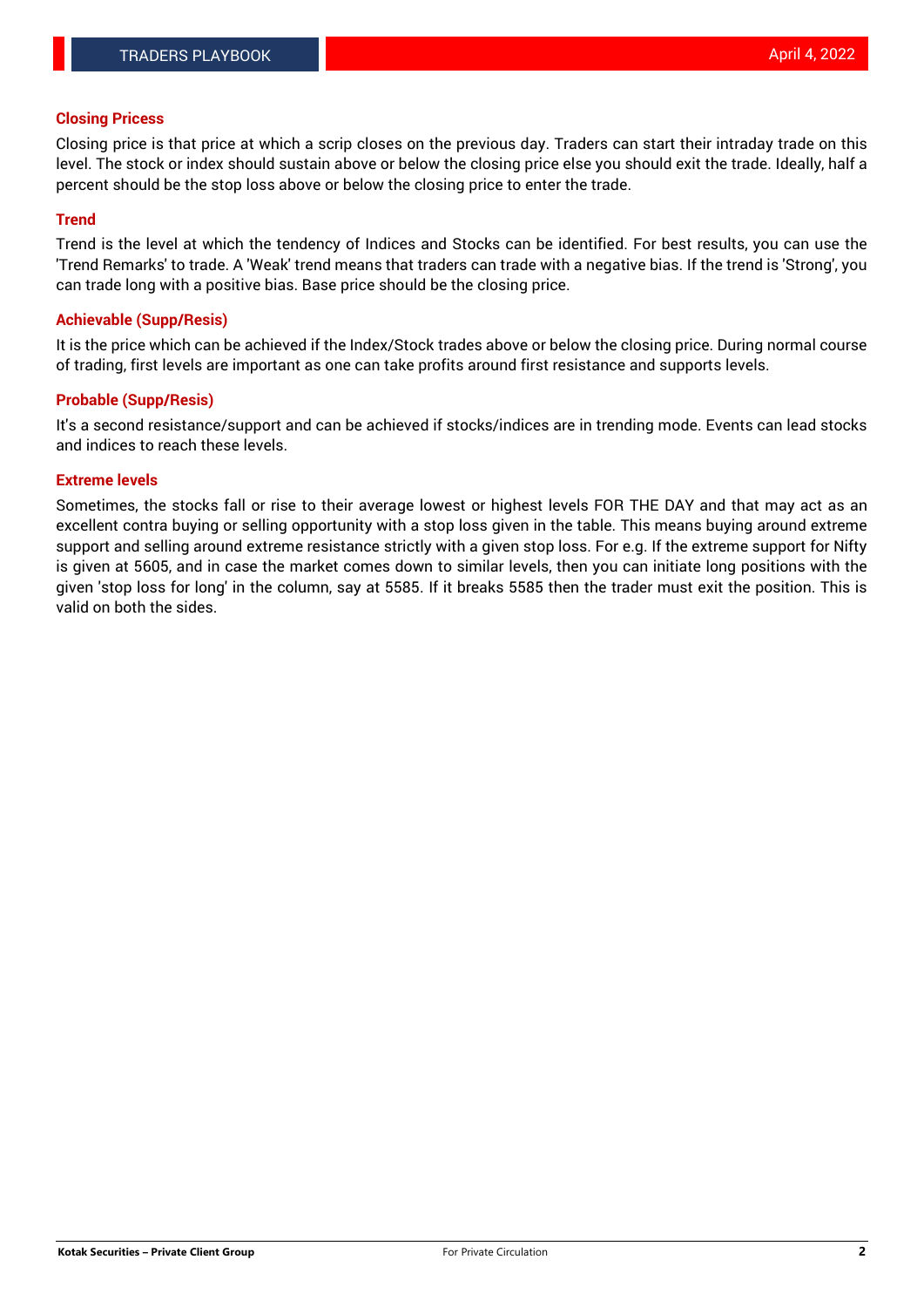### Closing Pricess

Closing price is that price at which a scrip closes on the previous day. Traders can start their intraday trade on this level. The stock or index should sustain above or below the closing price else you should exit the trade. Ideally, half a percent should be the stop loss above or below the closing price to enter the trade.

### Trend

Trend is the level at which the tendency of Indices and Stocks can be identified. For best results, you can use the 'Trend Remarks' to trade. A 'Weak' trend means that traders can trade with a negative bias. If the trend is 'Strong', you can trade long with a positive bias. Base price should be the closing price.

### Achievable (Supp/Resis)

It is the price which can be achieved if the Index/Stock trades above or below the closing price. During normal course of trading, first levels are important as one can take profits around first resistance and supports levels.

### Probable (Supp/Resis)

It's a second resistance/support and can be achieved if stocks/indices are in trending mode. Events can lead stocks and indices to reach these levels.

### Extreme levels

Sometimes, the stocks fall or rise to their average lowest or highest levels FOR THE DAY and that may act as an excellent contra buying or selling opportunity with a stop loss given in the table. This means buying around extreme support and selling around extreme resistance strictly with a given stop loss. For e.g. If the extreme support for Nifty is given at 5605, and in case the market comes down to similar levels, then you can initiate long positions with the given 'stop loss for long' in the column, say at 5585. If it breaks 5585 then the trader must exit the position. This is valid on both the sides.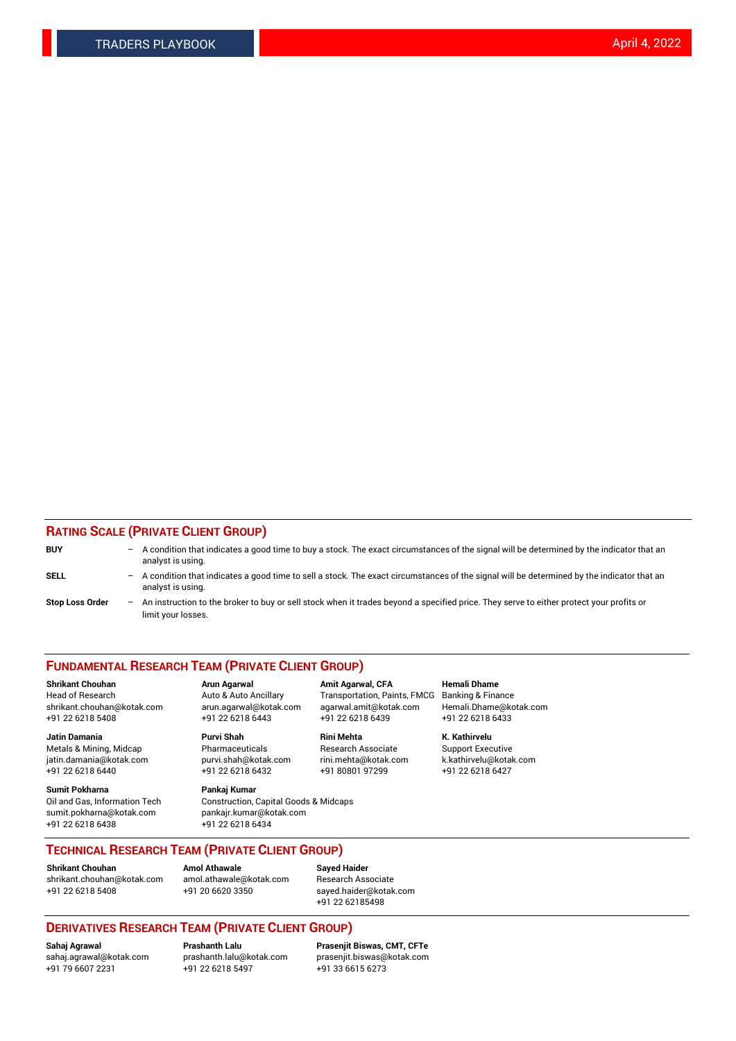## RATING SCALE (PRIVATE CLIENT GROUP)

**BUY** – A condition that indicates a good time to buy a stock. The exact circumstances of the signal will be determined by the indicator that an analyst is using.

**SELL** – A condition that indicates a good time to sell a stock. The exact circumstances of the signal will be determined by the indicator that an analyst is using.

**Stop Loss Order** – An instruction to the broker to buy or sell stock when it trades beyond a specified price. They serve to either protect your profits or limit your losses.

## FUNDAMENTAL RESEARCH TEAM (PRIVATE CLIENT GROUP)

**Shrikant Chouhan**
Head of Research
shrikant.chouhan@kotak.com
+91 22 6218 5408

**Arun Agarwal**
Auto & Auto Ancillary
arun.agarwal@kotak.com
+91 22 6218 6443

**Amit Agarwal, CFA**
Transportation, Paints, FMCG
agarwal.amit@kotak.com
+91 22 6218 6439

**Hemali Dhame**
Banking & Finance
Hemali.Dhame@kotak.com
+91 22 6218 6433

**Jatin Damania**
Metals & Mining, Midcap
jatin.damania@kotak.com
+91 22 6218 6440

**Purvi Shah**
Pharmaceuticals
purvi.shah@kotak.com
+91 22 6218 6432

**Rini Mehta**
Research Associate
rini.mehta@kotak.com
+91 80801 97299

**K. Kathirvelu**
Support Executive
k.kathirvelu@kotak.com
+91 22 6218 6427

**Sumit Pokharna**
Oil and Gas, Information Tech
sumit.pokharna@kotak.com
+91 22 6218 6438

**Pankaj Kumar**
Construction, Capital Goods & Midcaps
pankajr.kumar@kotak.com
+91 22 6218 6434

## TECHNICAL RESEARCH TEAM (PRIVATE CLIENT GROUP)

**Shrikant Chouhan**
shrikant.chouhan@kotak.com
+91 22 6218 5408

**Amol Athawale**
amol.athawale@kotak.com
+91 20 6620 3350

**Sayed Haider**
Research Associate
sayed.haider@kotak.com
+91 22 62185498

## DERIVATIVES RESEARCH TEAM (PRIVATE CLIENT GROUP)

**Sahaj Agrawal**
sahaj.agrawal@kotak.com
+91 79 6607 2231

**Prashanth Lalu**
prashanth.lalu@kotak.com
+91 22 6218 5497

**Prasenjit Biswas, CMT, CFTe**
prasenjit.biswas@kotak.com
+91 33 6615 6273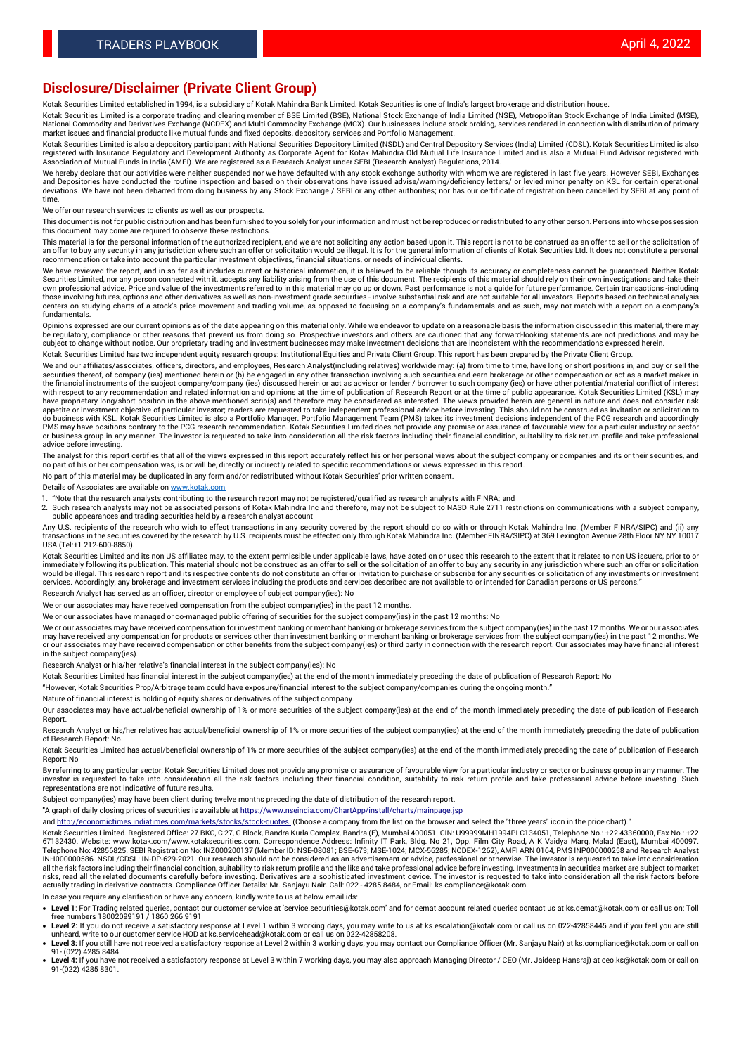# Disclosure/Disclaimer (Private Client Group)

Kotak Securities Limited established in 1994, is a subsidiary of Kotak Mahindra Bank Limited. Kotak Securities is one of India's largest brokerage and distribution house.

Kotak Securities Limited is a corporate trading and clearing member of BSE Limited (BSE), National Stock Exchange of India Limited (NSE), Metropolitan Stock Exchange of India Limited (MSE), National Commodity and Derivatives Exchange (NCDEX) and Multi Commodity Exchange (MCX). Our businesses include stock broking, services rendered in connection with distribution of primary market issues and financial products like mutual funds and fixed deposits, depository services and Portfolio Management.

Kotak Securities Limited is also a depository participant with National Securities Depository Limited (NSDL) and Central Depository Services (India) Limited (CDSL). Kotak Securities Limited is also registered with Insurance Regulatory and Development Authority as Corporate Agent for Kotak Mahindra Old Mutual Life Insurance Limited and is also a Mutual Fund Advisor registered with Association of Mutual Funds in India (AMFI). We are registered as a Research Analyst under SEBI (Research Analyst) Regulations, 2014.

We hereby declare that our activities were neither suspended nor we have defaulted with any stock exchange authority with whom we are registered in last five years. However SEBI, Exchanges and Depositories have conducted the routine inspection and based on their observations have issued advise/warning/deficiency letters/ or levied minor penalty on KSL for certain operational deviations. We have not been debarred from doing business by any Stock Exchange / SEBI or any other authorities; nor has our certificate of registration been cancelled by SEBI at any point of time.

We offer our research services to clients as well as our prospects.

This document is not for public distribution and has been furnished to you solely for your information and must not be reproduced or redistributed to any other person. Persons into whose possession this document may come are required to observe these restrictions.

This material is for the personal information of the authorized recipient, and we are not soliciting any action based upon it. This report is not to be construed as an offer to sell or the solicitation of an offer to buy any security in any jurisdiction where such an offer or solicitation would be illegal. It is for the general information of clients of Kotak Securities Ltd. It does not constitute a personal recommendation or take into account the particular investment objectives, financial situations, or needs of individual clients.

We have reviewed the report, and in so far as it includes current or historical information, it is believed to be reliable though its accuracy or completeness cannot be guaranteed. Neither Kotak Securities Limited, nor any person connected with it, accepts any liability arising from the use of this document. The recipients of this material should rely on their own investigations and take their own professional advice. Price and value of the investments referred to in this material may go up or down. Past performance is not a guide for future performance. Certain transactions -including those involving futures, options and other derivatives as well as non-investment grade securities - involve substantial risk and are not suitable for all investors. Reports based on technical analysis centers on studying charts of a stock's price movement and trading volume, as opposed to focusing on a company's fundamentals and as such, may not match with a report on a company's fundamentals.

Opinions expressed are our current opinions as of the date appearing on this material only. While we endeavor to update on a reasonable basis the information discussed in this material, there may be regulatory, compliance or other reasons that prevent us from doing so. Prospective investors and others are cautioned that any forward-looking statements are not predictions and may be subject to change without notice. Our proprietary trading and investment businesses may make investment decisions that are inconsistent with the recommendations expressed herein.

Kotak Securities Limited has two independent equity research groups: Institutional Equities and Private Client Group. This report has been prepared by the Private Client Group.

We and our affiliates/associates, officers, directors, and employees, Research Analyst(including relatives) worldwide may: (a) from time to time, have long or short positions in, and buy or sell the securities thereof, of company (ies) mentioned herein or (b) be engaged in any other transaction involving such securities and earn brokerage or other compensation or act as a market maker in the financial instruments of the subject company/company (ies) discussed herein or act as advisor or lender / borrower to such company (ies) or have other potential/material conflict of interest with respect to any recommendation and related information and opinions at the time of publication of Research Report or at the time of public appearance. Kotak Securities Limited (KSL) may have proprietary long/short position in the above mentioned scrip(s) and therefore may be considered as interested. The views provided herein are general in nature and does not consider risk appetite or investment objective of particular investor; readers are requested to take independent professional advice before investing. This should not be construed as invitation or solicitation to do business with KSL. Kotak Securities Limited is also a Portfolio Manager. Portfolio Management Team (PMS) takes its investment decisions independent of the PCG research and accordingly PMS may have positions contrary to the PCG research recommendation. Kotak Securities Limited does not provide any promise or assurance of favourable view for a particular industry or sector or business group in any manner. The investor is requested to take into consideration all the risk factors including their financial condition, suitability to risk return profile and take professional advice before investing.

The analyst for this report certifies that all of the views expressed in this report accurately reflect his or her personal views about the subject company or companies and its or their securities, and no part of his or her compensation was, is or will be, directly or indirectly related to specific recommendations or views expressed in this report.

No part of this material may be duplicated in any form and/or redistributed without Kotak Securities' prior written consent.

Details of Associates are available on www.kotak.com

1. "Note that the research analysts contributing to the research report may not be registered/qualified as research analysts with FINRA; and
2. Such research analysts may not be associated persons of Kotak Mahindra Inc and therefore, may not be subject to NASD Rule 2711 restrictions on communications with a subject company, public appearances and trading securities held by a research analyst account

Any U.S. recipients of the research who wish to effect transactions in any security covered by the report should do so with or through Kotak Mahindra Inc. (Member FINRA/SIPC) and (ii) any transactions in the securities covered by the research by U.S. recipients must be effected only through Kotak Mahindra Inc. (Member FINRA/SIPC) at 369 Lexington Avenue 28th Floor NY NY 10017 USA (Tel:+1 212-600-8850).

Kotak Securities Limited and its non US affiliates may, to the extent permissible under applicable laws, have acted on or used this research to the extent that it relates to non US issuers, prior to or immediately following its publication. This material should not be construed as an offer to sell or the solicitation of an offer to buy any security in any jurisdiction where such an offer or solicitation would be illegal. This research report and its respective contents do not constitute an offer or invitation to purchase or subscribe for any securities or solicitation of any investments or investment services. Accordingly, any brokerage and investment services including the products and services described are not available to or intended for Canadian persons or US persons."

Research Analyst has served as an officer, director or employee of subject company(ies): No

We or our associates may have received compensation from the subject company(ies) in the past 12 months.

We or our associates have managed or co-managed public offering of securities for the subject company(ies) in the past 12 months: No

We or our associates may have received compensation for investment banking or merchant banking or brokerage services from the subject company(ies) in the past 12 months. We or our associates may have received any compensation for products or services other than investment banking or merchant banking or brokerage services from the subject company(ies) in the past 12 months. We or our associates may have received compensation or other benefits from the subject company(ies) or third party in connection with the research report. Our associates may have financial interest in the subject company(ies).

Research Analyst or his/her relative's financial interest in the subject company(ies): No

Kotak Securities Limited has financial interest in the subject company(ies) at the end of the month immediately preceding the date of publication of Research Report: No

"However, Kotak Securities Prop/Arbitrage team could have exposure/financial interest to the subject company/companies during the ongoing month."

Nature of financial interest is holding of equity shares or derivatives of the subject company.

Our associates may have actual/beneficial ownership of 1% or more securities of the subject company(ies) at the end of the month immediately preceding the date of publication of Research Report.

Research Analyst or his/her relatives has actual/beneficial ownership of 1% or more securities of the subject company(ies) at the end of the month immediately preceding the date of publication of Research Report: No.

Kotak Securities Limited has actual/beneficial ownership of 1% or more securities of the subject company(ies) at the end of the month immediately preceding the date of publication of Research Report: No

By referring to any particular sector, Kotak Securities Limited does not provide any promise or assurance of favourable view for a particular industry or sector or business group in any manner. The investor is requested to take into consideration all the risk factors including their financial condition, suitability to risk return profile and take professional advice before investing. Such representations are not indicative of future results.

Subject company(ies) may have been client during twelve months preceding the date of distribution of the research report.

"A graph of daily closing prices of securities is available at https://www.nseindia.com/ChartApp/install/charts/mainpage.jsp

and http://economictimes.indiatimes.com/markets/stocks/stock-quotes. (Choose a company from the list on the browser and select the "three years" icon in the price chart)."

Kotak Securities Limited. Registered Office: 27 BKC, C 27, G Block, Bandra Kurla Complex, Bandra (E), Mumbai 400051. CIN: U99999MH1994PLC134051, Telephone No.: +22 43360000, Fax No.: +22 67132430. Website: www.kotak.com/www.kotaksecurities.com. Correspondence Address: Infinity IT Park, Bldg. No 21, Opp. Film City Road, A K Vaidya Marg, Malad (East), Mumbai 400097. Telephone No: 42856825. SEBI Registration No: INZ000200137 (Member ID: NSE-08081; BSE-673; MSE-1024; MCX-56285; NCDEX-1262), AMFI ARN 0164, PMS INP000000258 and Research Analyst INH000000586. NSDL/CDSL: IN-DP-629-2021. Our research should not be considered as an advertisement or advice, professional or otherwise. The investor is requested to take into consideration all the risk factors including their financial condition, suitability to risk return profile and the like and take professional advice before investing. Investments in securities market are subject to market risks, read all the related documents carefully before investing. Derivatives are a sophisticated investment device. The investor is requested to take into consideration all the risk factors before actually trading in derivative contracts. Compliance Officer Details: Mr. Sanjayu Nair. Call: 022 - 4285 8484, or Email: ks.compliance@kotak.com.

In case you require any clarification or have any concern, kindly write to us at below email ids:

- **Level 1**: For Trading related queries, contact our customer service at 'service.securities@kotak.com' and for demat account related queries contact us at ks.demat@kotak.com or call us on: Toll free numbers 18002099191 / 1860 266 9191
- **Level 2:** If you do not receive a satisfactory response at Level 1 within 3 working days, you may write to us at ks.escalation@kotak.com or call us on 022-42858445 and if you feel you are still unheard, write to our customer service HOD at ks.servicehead@kotak.com or call us on 022-42858208.
- **Level 3:** If you still have not received a satisfactory response at Level 2 within 3 working days, you may contact our Compliance Officer (Mr. Sanjayu Nair) at ks.compliance@kotak.com or call on 91- (022) 4285 8484.
- **Level 4:** If you have not received a satisfactory response at Level 3 within 7 working days, you may also approach Managing Director / CEO (Mr. Jaideep Hansraj) at ceo.ks@kotak.com or call on 91-(022) 4285 8301.